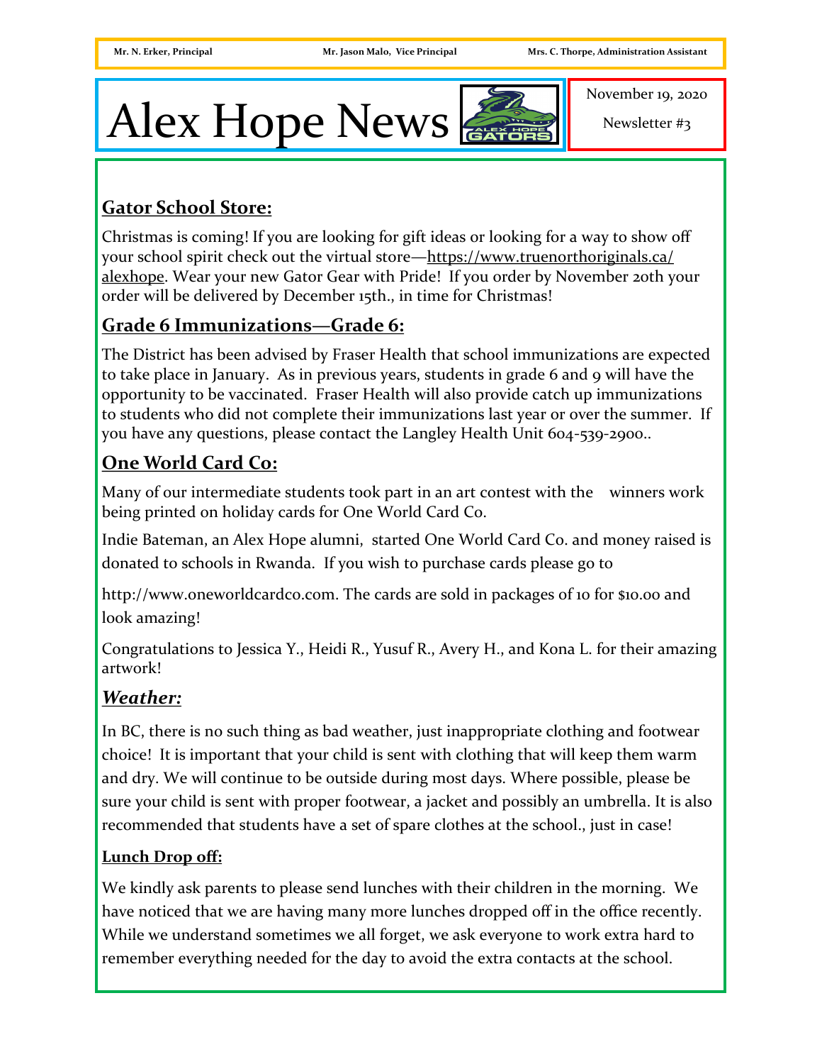Mr. N. Erker, Principal    Mr. Jason Malo, Vice Principal    Mrs. C. Thorpe, Administration Assistant

# Alex Hope News

November 19, 2020

Newsletter #3

## Gator School Store:

Christmas is coming! If you are looking for gift ideas or looking for a way to show off your school spirit check out the virtual store—https://www.truenorthoriginals.ca/alexhope. Wear your new Gator Gear with Pride! If you order by November 20th your order will be delivered by December 15th., in time for Christmas!

## Grade 6 Immunizations—Grade 6:

The District has been advised by Fraser Health that school immunizations are expected to take place in January. As in previous years, students in grade 6 and 9 will have the opportunity to be vaccinated. Fraser Health will also provide catch up immunizations to students who did not complete their immunizations last year or over the summer. If you have any questions, please contact the Langley Health Unit 604-539-2900..

## One World Card Co:

Many of our intermediate students took part in an art contest with the winners work being printed on holiday cards for One World Card Co.

Indie Bateman, an Alex Hope alumni, started One World Card Co. and money raised is donated to schools in Rwanda. If you wish to purchase cards please go to

http://www.oneworldcardco.com. The cards are sold in packages of 10 for $10.00 and look amazing!

Congratulations to Jessica Y., Heidi R., Yusuf R., Avery H., and Kona L. for their amazing artwork!

## *Weather:*

In BC, there is no such thing as bad weather, just inappropriate clothing and footwear choice! It is important that your child is sent with clothing that will keep them warm and dry. We will continue to be outside during most days. Where possible, please be sure your child is sent with proper footwear, a jacket and possibly an umbrella. It is also recommended that students have a set of spare clothes at the school., just in case!

### Lunch Drop off:

We kindly ask parents to please send lunches with their children in the morning. We have noticed that we are having many more lunches dropped off in the office recently. While we understand sometimes we all forget, we ask everyone to work extra hard to remember everything needed for the day to avoid the extra contacts at the school.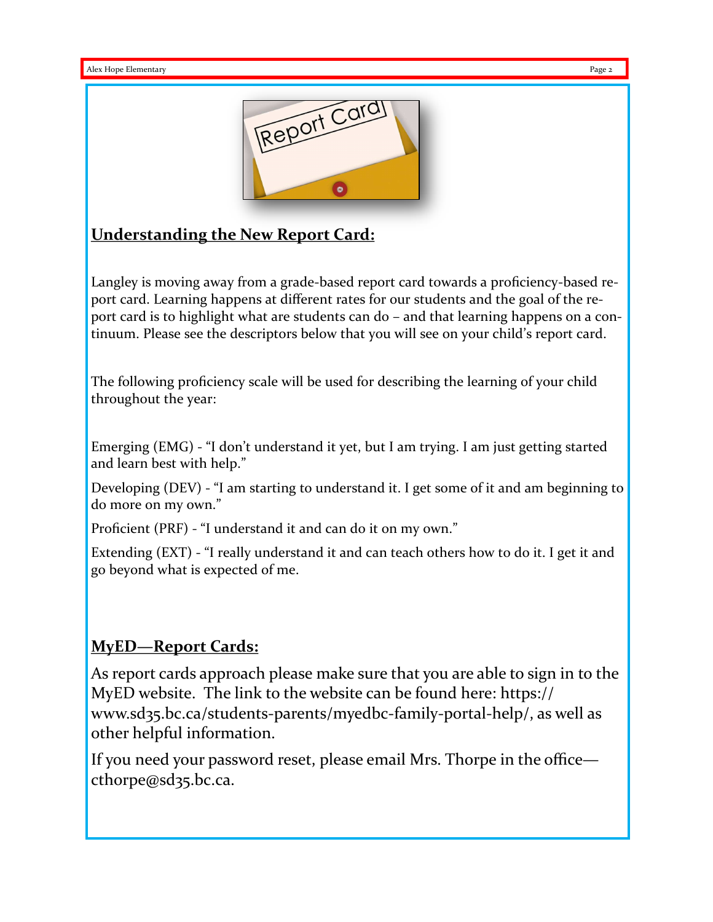## Understanding the New Report Card:

Langley is moving away from a grade-based report card towards a proficiency-based report card. Learning happens at different rates for our students and the goal of the report card is to highlight what are students can do – and that learning happens on a continuum. Please see the descriptors below that you will see on your child's report card.

The following proficiency scale will be used for describing the learning of your child throughout the year:

Emerging (EMG) - "I don't understand it yet, but I am trying. I am just getting started and learn best with help."

Developing (DEV) - "I am starting to understand it. I get some of it and am beginning to do more on my own."

Proficient (PRF) - "I understand it and can do it on my own."

Extending (EXT) - "I really understand it and can teach others how to do it. I get it and go beyond what is expected of me.

## MyED—Report Cards:

As report cards approach please make sure that you are able to sign in to the MyED website. The link to the website can be found here: https://www.sd35.bc.ca/students-parents/myedbc-family-portal-help/, as well as other helpful information.

If you need your password reset, please email Mrs. Thorpe in the office—cthorpe@sd35.bc.ca.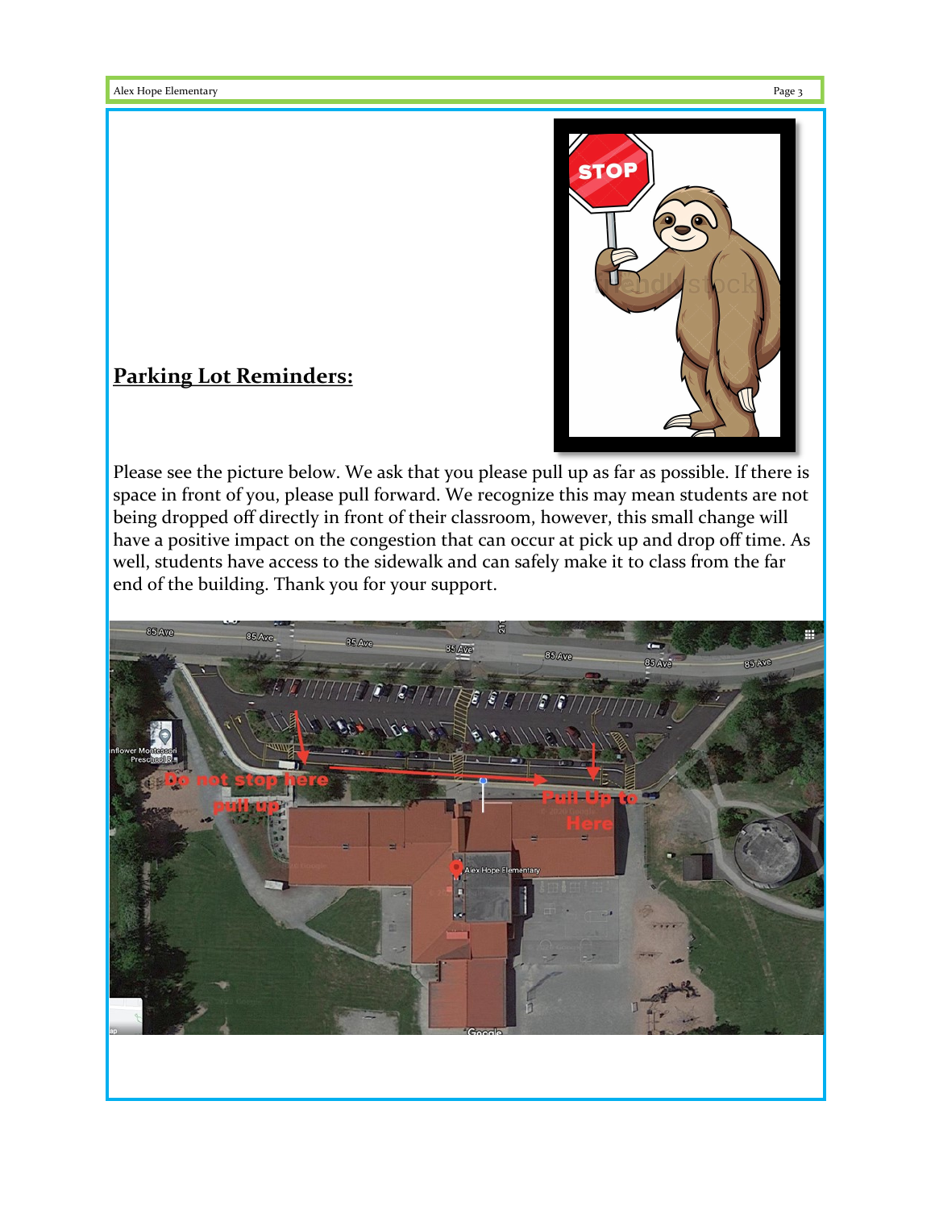## Parking Lot Reminders:

Please see the picture below. We ask that you please pull up as far as possible. If there is space in front of you, please pull forward. We recognize this may mean students are not being dropped off directly in front of their classroom, however, this small change will have a positive impact on the congestion that can occur at pick up and drop off time. As well, students have access to the sidewalk and can safely make it to class from the far end of the building. Thank you for your support.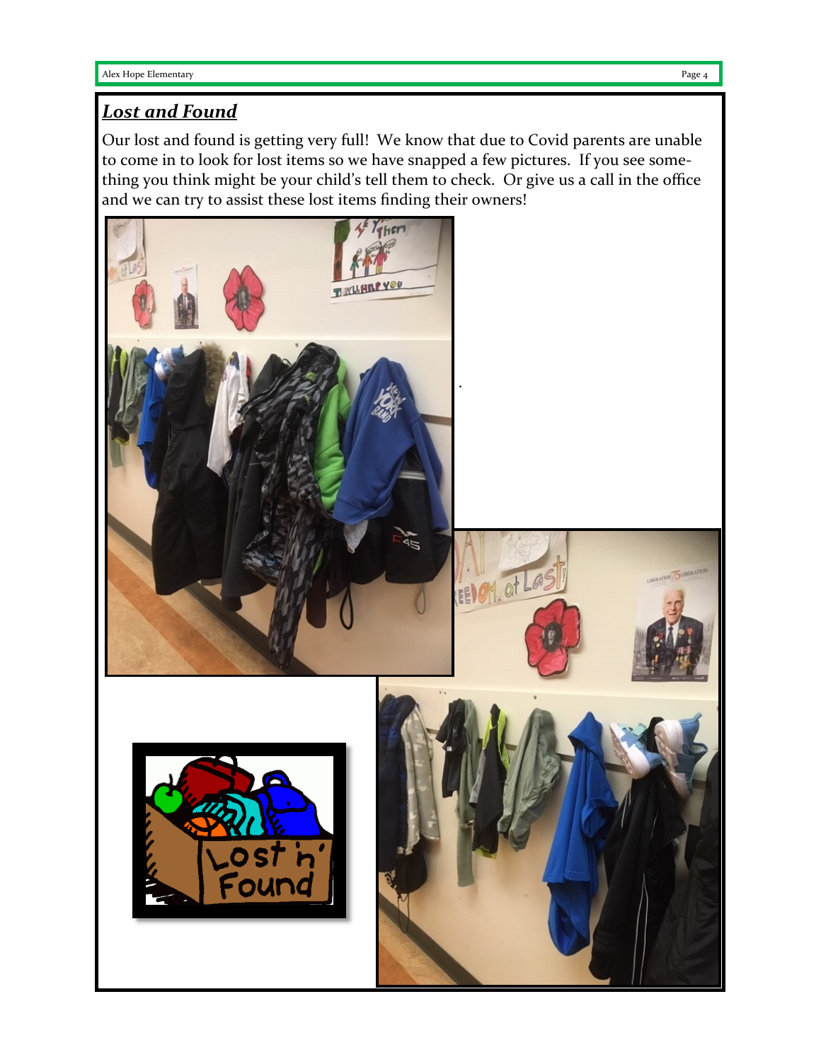## ***Lost and Found***

Our lost and found is getting very full! We know that due to Covid parents are unable to come in to look for lost items so we have snapped a few pictures. If you see something you think might be your child's tell them to check. Or give us a call in the office and we can try to assist these lost items finding their owners!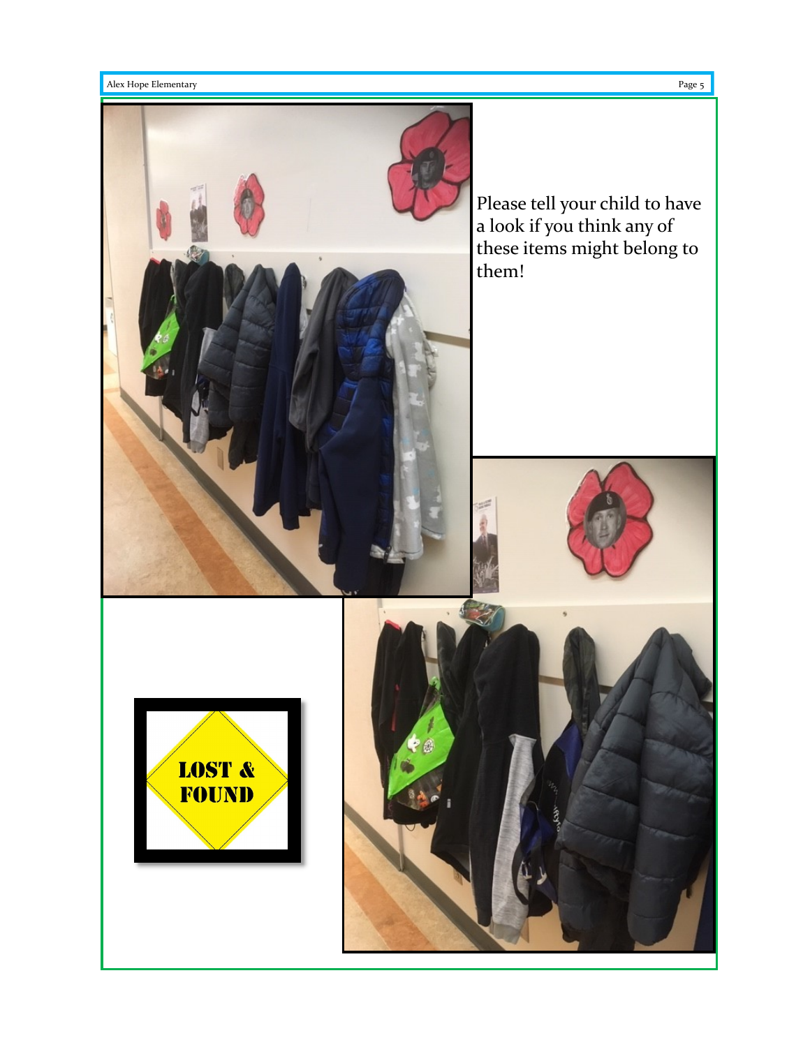Please tell your child to have a look if you think any of these items might belong to them!

LOST & FOUND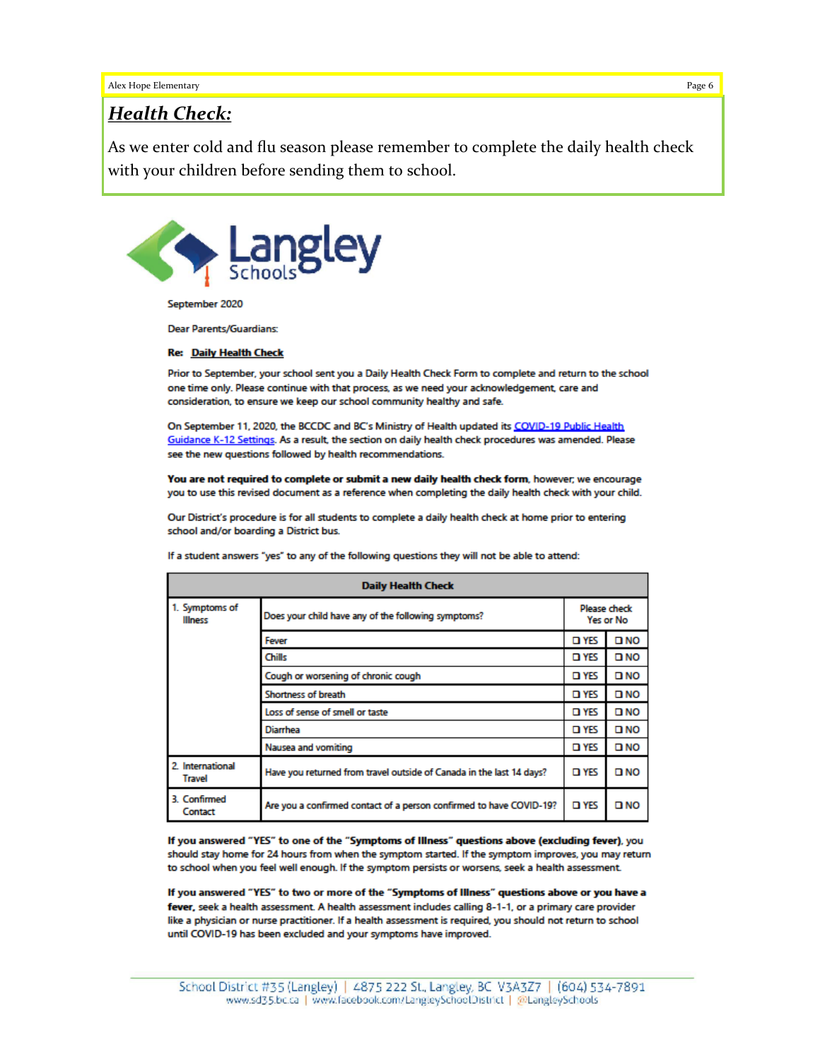## ***Health Check:***

As we enter cold and flu season please remember to complete the daily health check with your children before sending them to school.

Langley Schools

September 2020

Dear Parents/Guardians:

**Re: Daily Health Check**

Prior to September, your school sent you a Daily Health Check Form to complete and return to the school one time only. Please continue with that process, as we need your acknowledgement, care and consideration, to ensure we keep our school community healthy and safe.

On September 11, 2020, the BCCDC and BC's Ministry of Health updated its COVID-19 Public Health Guidance K-12 Settings. As a result, the section on daily health check procedures was amended. Please see the new questions followed by health recommendations.

**You are not required to complete or submit a new daily health check form**, however, we encourage you to use this revised document as a reference when completing the daily health check with your child.

Our District's procedure is for all students to complete a daily health check at home prior to entering school and/or boarding a District bus.

If a student answers "yes" to any of the following questions they will not be able to attend:

| Daily Health Check | | | |
|---|---|---|---|
| 1. Symptoms of Illness | Does your child have any of the following symptoms? | Please check Yes or No | |
| | Fever | ☐ YES | ☐ NO |
| | Chills | ☐ YES | ☐ NO |
| | Cough or worsening of chronic cough | ☐ YES | ☐ NO |
| | Shortness of breath | ☐ YES | ☐ NO |
| | Loss of sense of smell or taste | ☐ YES | ☐ NO |
| | Diarrhea | ☐ YES | ☐ NO |
| | Nausea and vomiting | ☐ YES | ☐ NO |
| 2. International Travel | Have you returned from travel outside of Canada in the last 14 days? | ☐ YES | ☐ NO |
| 3. Confirmed Contact | Are you a confirmed contact of a person confirmed to have COVID-19? | ☐ YES | ☐ NO |

**If you answered "YES" to one of the "Symptoms of Illness" questions above (excluding fever)**, you should stay home for 24 hours from when the symptom started. If the symptom improves, you may return to school when you feel well enough. If the symptom persists or worsens, seek a health assessment.

**If you answered "YES" to two or more of the "Symptoms of Illness" questions above or you have a fever**, seek a health assessment. A health assessment includes calling 8-1-1, or a primary care provider like a physician or nurse practitioner. If a health assessment is required, you should not return to school until COVID-19 has been excluded and your symptoms have improved.

School District #35 (Langley) | 4875 222 St., Langley, BC V3A3Z7 | (604) 534-7891
www.sd35.bc.ca | www.facebook.com/LangleySchoolDistrict | @LangleySchools